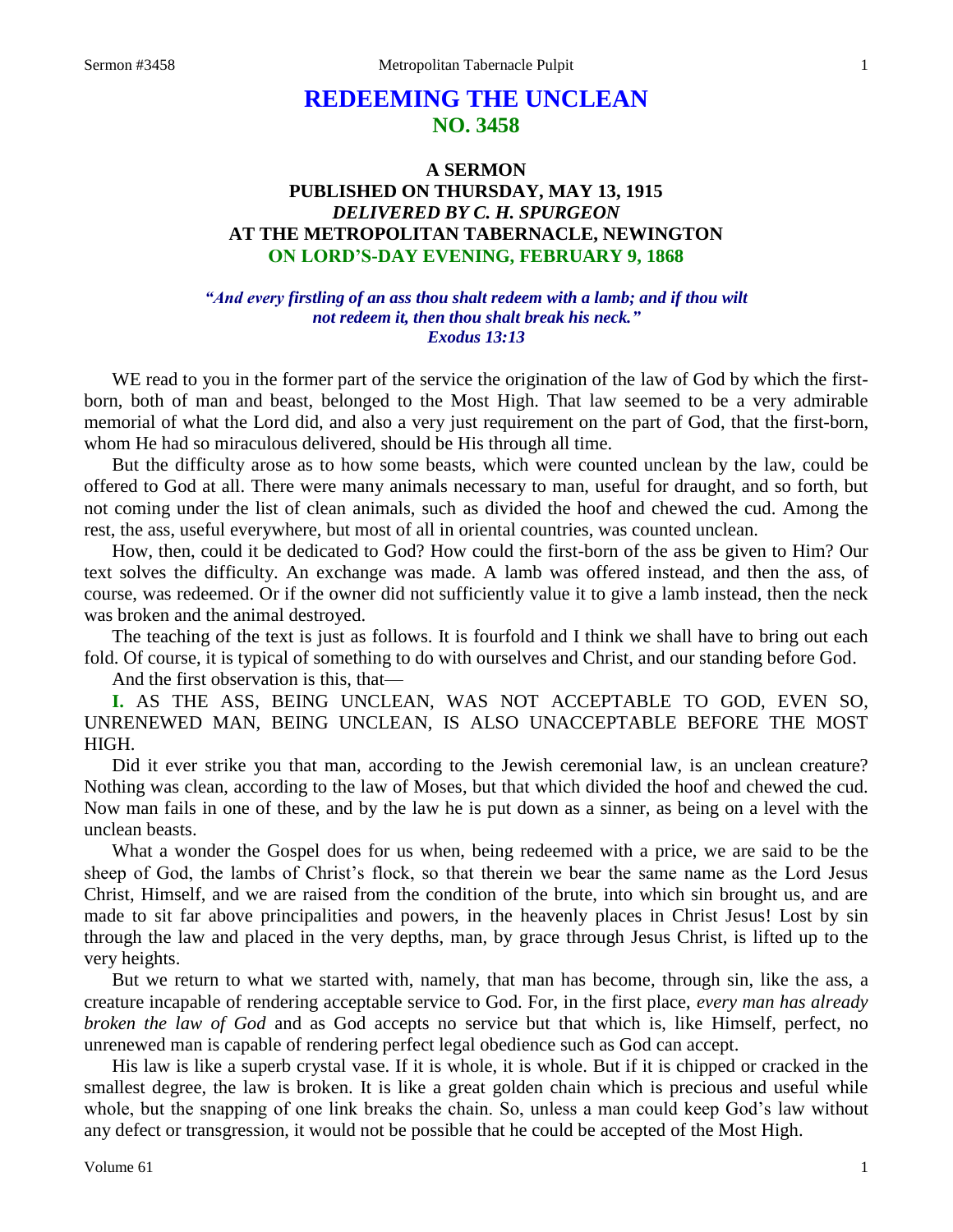# REDEEMING THE UNCLEAN
## NO. 3458

### A SERMON
### PUBLISHED ON THURSDAY, MAY 13, 1915
### *DELIVERED BY C. H. SPURGEON*
### AT THE METROPOLITAN TABERNACLE, NEWINGTON
### ON LORD'S-DAY EVENING, FEBRUARY 9, 1868

*"And every firstling of an ass thou shalt redeem with a lamb; and if thou wilt not redeem it, then thou shalt break his neck."*
*Exodus 13:13*

WE read to you in the former part of the service the origination of the law of God by which the first-born, both of man and beast, belonged to the Most High. That law seemed to be a very admirable memorial of what the Lord did, and also a very just requirement on the part of God, that the first-born, whom He had so miraculous delivered, should be His through all time.

But the difficulty arose as to how some beasts, which were counted unclean by the law, could be offered to God at all. There were many animals necessary to man, useful for draught, and so forth, but not coming under the list of clean animals, such as divided the hoof and chewed the cud. Among the rest, the ass, useful everywhere, but most of all in oriental countries, was counted unclean.

How, then, could it be dedicated to God? How could the first-born of the ass be given to Him? Our text solves the difficulty. An exchange was made. A lamb was offered instead, and then the ass, of course, was redeemed. Or if the owner did not sufficiently value it to give a lamb instead, then the neck was broken and the animal destroyed.

The teaching of the text is just as follows. It is fourfold and I think we shall have to bring out each fold. Of course, it is typical of something to do with ourselves and Christ, and our standing before God.

And the first observation is this, that—

**I.** AS THE ASS, BEING UNCLEAN, WAS NOT ACCEPTABLE TO GOD, EVEN SO, UNRENEWED MAN, BEING UNCLEAN, IS ALSO UNACCEPTABLE BEFORE THE MOST HIGH.

Did it ever strike you that man, according to the Jewish ceremonial law, is an unclean creature? Nothing was clean, according to the law of Moses, but that which divided the hoof and chewed the cud. Now man fails in one of these, and by the law he is put down as a sinner, as being on a level with the unclean beasts.

What a wonder the Gospel does for us when, being redeemed with a price, we are said to be the sheep of God, the lambs of Christ's flock, so that therein we bear the same name as the Lord Jesus Christ, Himself, and we are raised from the condition of the brute, into which sin brought us, and are made to sit far above principalities and powers, in the heavenly places in Christ Jesus! Lost by sin through the law and placed in the very depths, man, by grace through Jesus Christ, is lifted up to the very heights.

But we return to what we started with, namely, that man has become, through sin, like the ass, a creature incapable of rendering acceptable service to God. For, in the first place, *every man has already broken the law of God* and as God accepts no service but that which is, like Himself, perfect, no unrenewed man is capable of rendering perfect legal obedience such as God can accept.

His law is like a superb crystal vase. If it is whole, it is whole. But if it is chipped or cracked in the smallest degree, the law is broken. It is like a great golden chain which is precious and useful while whole, but the snapping of one link breaks the chain. So, unless a man could keep God's law without any defect or transgression, it would not be possible that he could be accepted of the Most High.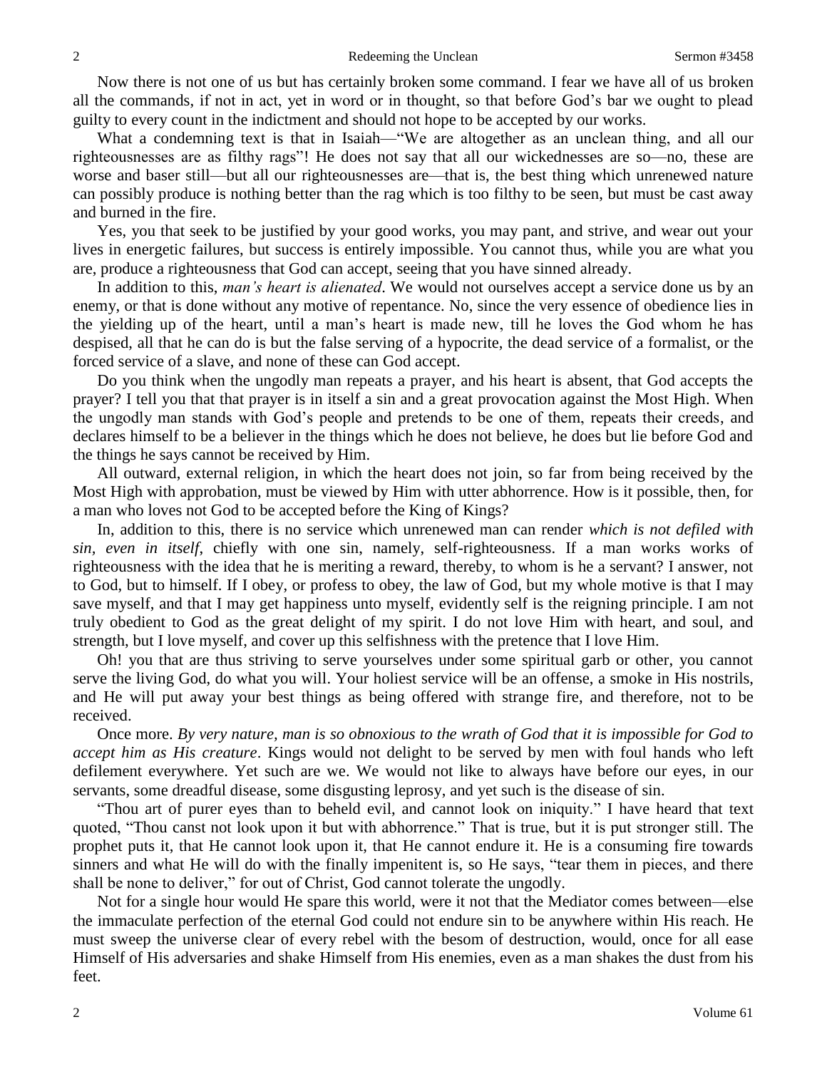Now there is not one of us but has certainly broken some command. I fear we have all of us broken all the commands, if not in act, yet in word or in thought, so that before God's bar we ought to plead guilty to every count in the indictment and should not hope to be accepted by our works.

What a condemning text is that in Isaiah—"We are altogether as an unclean thing, and all our righteousnesses are as filthy rags"! He does not say that all our wickednesses are so—no, these are worse and baser still—but all our righteousnesses are—that is, the best thing which unrenewed nature can possibly produce is nothing better than the rag which is too filthy to be seen, but must be cast away and burned in the fire.

Yes, you that seek to be justified by your good works, you may pant, and strive, and wear out your lives in energetic failures, but success is entirely impossible. You cannot thus, while you are what you are, produce a righteousness that God can accept, seeing that you have sinned already.

In addition to this, *man's heart is alienated*. We would not ourselves accept a service done us by an enemy, or that is done without any motive of repentance. No, since the very essence of obedience lies in the yielding up of the heart, until a man's heart is made new, till he loves the God whom he has despised, all that he can do is but the false serving of a hypocrite, the dead service of a formalist, or the forced service of a slave, and none of these can God accept.

Do you think when the ungodly man repeats a prayer, and his heart is absent, that God accepts the prayer? I tell you that that prayer is in itself a sin and a great provocation against the Most High. When the ungodly man stands with God's people and pretends to be one of them, repeats their creeds, and declares himself to be a believer in the things which he does not believe, he does but lie before God and the things he says cannot be received by Him.

All outward, external religion, in which the heart does not join, so far from being received by the Most High with approbation, must be viewed by Him with utter abhorrence. How is it possible, then, for a man who loves not God to be accepted before the King of Kings?

In, addition to this, there is no service which unrenewed man can render *which is not defiled with sin, even in itself*, chiefly with one sin, namely, self-righteousness. If a man works works of righteousness with the idea that he is meriting a reward, thereby, to whom is he a servant? I answer, not to God, but to himself. If I obey, or profess to obey, the law of God, but my whole motive is that I may save myself, and that I may get happiness unto myself, evidently self is the reigning principle. I am not truly obedient to God as the great delight of my spirit. I do not love Him with heart, and soul, and strength, but I love myself, and cover up this selfishness with the pretence that I love Him.

Oh! you that are thus striving to serve yourselves under some spiritual garb or other, you cannot serve the living God, do what you will. Your holiest service will be an offense, a smoke in His nostrils, and He will put away your best things as being offered with strange fire, and therefore, not to be received.

Once more. *By very nature, man is so obnoxious to the wrath of God that it is impossible for God to accept him as His creature*. Kings would not delight to be served by men with foul hands who left defilement everywhere. Yet such are we. We would not like to always have before our eyes, in our servants, some dreadful disease, some disgusting leprosy, and yet such is the disease of sin.

"Thou art of purer eyes than to beheld evil, and cannot look on iniquity." I have heard that text quoted, "Thou canst not look upon it but with abhorrence." That is true, but it is put stronger still. The prophet puts it, that He cannot look upon it, that He cannot endure it. He is a consuming fire towards sinners and what He will do with the finally impenitent is, so He says, "tear them in pieces, and there shall be none to deliver," for out of Christ, God cannot tolerate the ungodly.

Not for a single hour would He spare this world, were it not that the Mediator comes between—else the immaculate perfection of the eternal God could not endure sin to be anywhere within His reach. He must sweep the universe clear of every rebel with the besom of destruction, would, once for all ease Himself of His adversaries and shake Himself from His enemies, even as a man shakes the dust from his feet.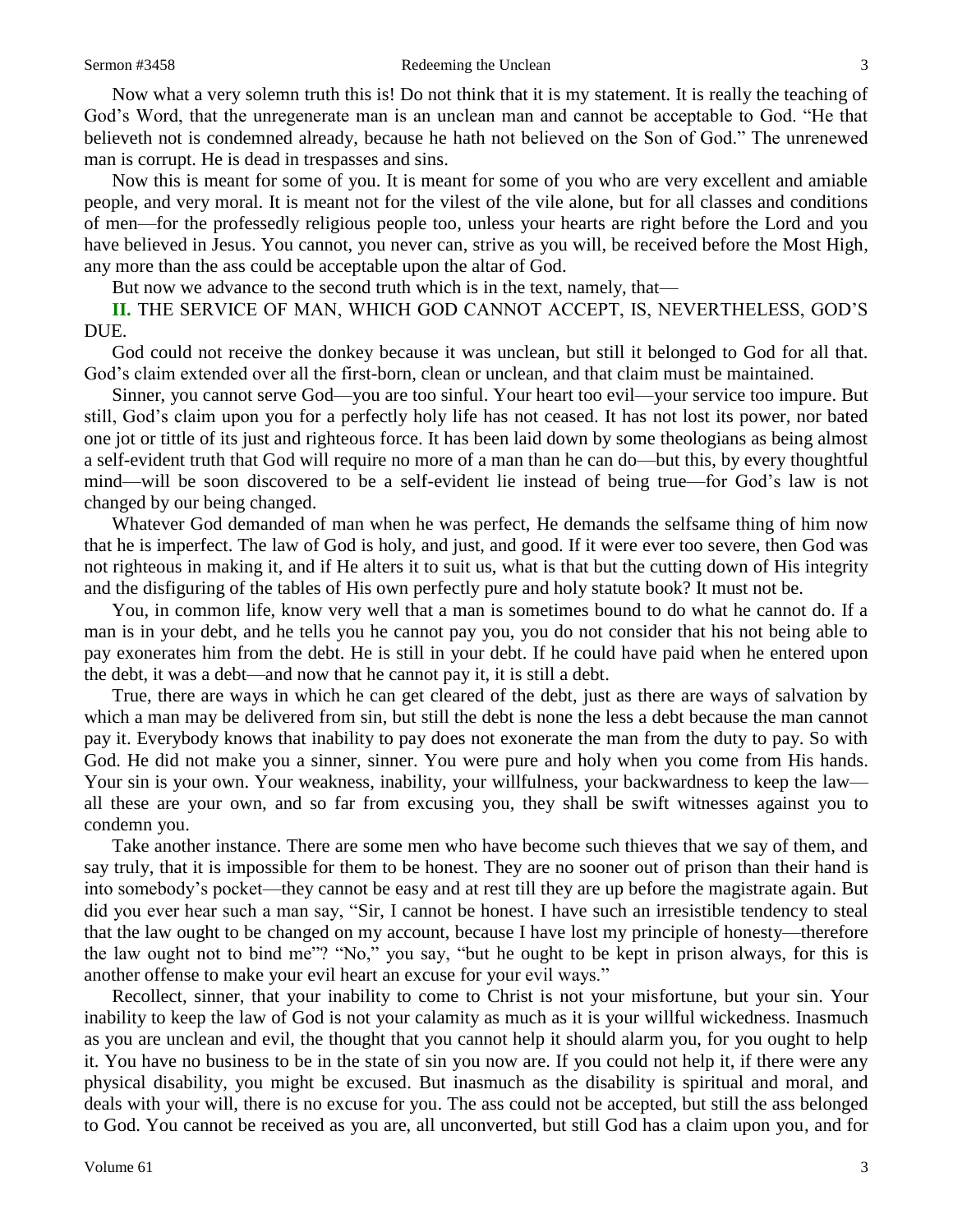Now what a very solemn truth this is! Do not think that it is my statement. It is really the teaching of God's Word, that the unregenerate man is an unclean man and cannot be acceptable to God. "He that believeth not is condemned already, because he hath not believed on the Son of God." The unrenewed man is corrupt. He is dead in trespasses and sins.

Now this is meant for some of you. It is meant for some of you who are very excellent and amiable people, and very moral. It is meant not for the vilest of the vile alone, but for all classes and conditions of men—for the professedly religious people too, unless your hearts are right before the Lord and you have believed in Jesus. You cannot, you never can, strive as you will, be received before the Most High, any more than the ass could be acceptable upon the altar of God.

But now we advance to the second truth which is in the text, namely, that—

**II.** THE SERVICE OF MAN, WHICH GOD CANNOT ACCEPT, IS, NEVERTHELESS, GOD'S DUE.

God could not receive the donkey because it was unclean, but still it belonged to God for all that. God's claim extended over all the first-born, clean or unclean, and that claim must be maintained.

Sinner, you cannot serve God—you are too sinful. Your heart too evil—your service too impure. But still, God's claim upon you for a perfectly holy life has not ceased. It has not lost its power, nor bated one jot or tittle of its just and righteous force. It has been laid down by some theologians as being almost a self-evident truth that God will require no more of a man than he can do—but this, by every thoughtful mind—will be soon discovered to be a self-evident lie instead of being true—for God's law is not changed by our being changed.

Whatever God demanded of man when he was perfect, He demands the selfsame thing of him now that he is imperfect. The law of God is holy, and just, and good. If it were ever too severe, then God was not righteous in making it, and if He alters it to suit us, what is that but the cutting down of His integrity and the disfiguring of the tables of His own perfectly pure and holy statute book? It must not be.

You, in common life, know very well that a man is sometimes bound to do what he cannot do. If a man is in your debt, and he tells you he cannot pay you, you do not consider that his not being able to pay exonerates him from the debt. He is still in your debt. If he could have paid when he entered upon the debt, it was a debt—and now that he cannot pay it, it is still a debt.

True, there are ways in which he can get cleared of the debt, just as there are ways of salvation by which a man may be delivered from sin, but still the debt is none the less a debt because the man cannot pay it. Everybody knows that inability to pay does not exonerate the man from the duty to pay. So with God. He did not make you a sinner, sinner. You were pure and holy when you come from His hands. Your sin is your own. Your weakness, inability, your willfulness, your backwardness to keep the law—all these are your own, and so far from excusing you, they shall be swift witnesses against you to condemn you.

Take another instance. There are some men who have become such thieves that we say of them, and say truly, that it is impossible for them to be honest. They are no sooner out of prison than their hand is into somebody's pocket—they cannot be easy and at rest till they are up before the magistrate again. But did you ever hear such a man say, "Sir, I cannot be honest. I have such an irresistible tendency to steal that the law ought to be changed on my account, because I have lost my principle of honesty—therefore the law ought not to bind me"? "No," you say, "but he ought to be kept in prison always, for this is another offense to make your evil heart an excuse for your evil ways."

Recollect, sinner, that your inability to come to Christ is not your misfortune, but your sin. Your inability to keep the law of God is not your calamity as much as it is your willful wickedness. Inasmuch as you are unclean and evil, the thought that you cannot help it should alarm you, for you ought to help it. You have no business to be in the state of sin you now are. If you could not help it, if there were any physical disability, you might be excused. But inasmuch as the disability is spiritual and moral, and deals with your will, there is no excuse for you. The ass could not be accepted, but still the ass belonged to God. You cannot be received as you are, all unconverted, but still God has a claim upon you, and for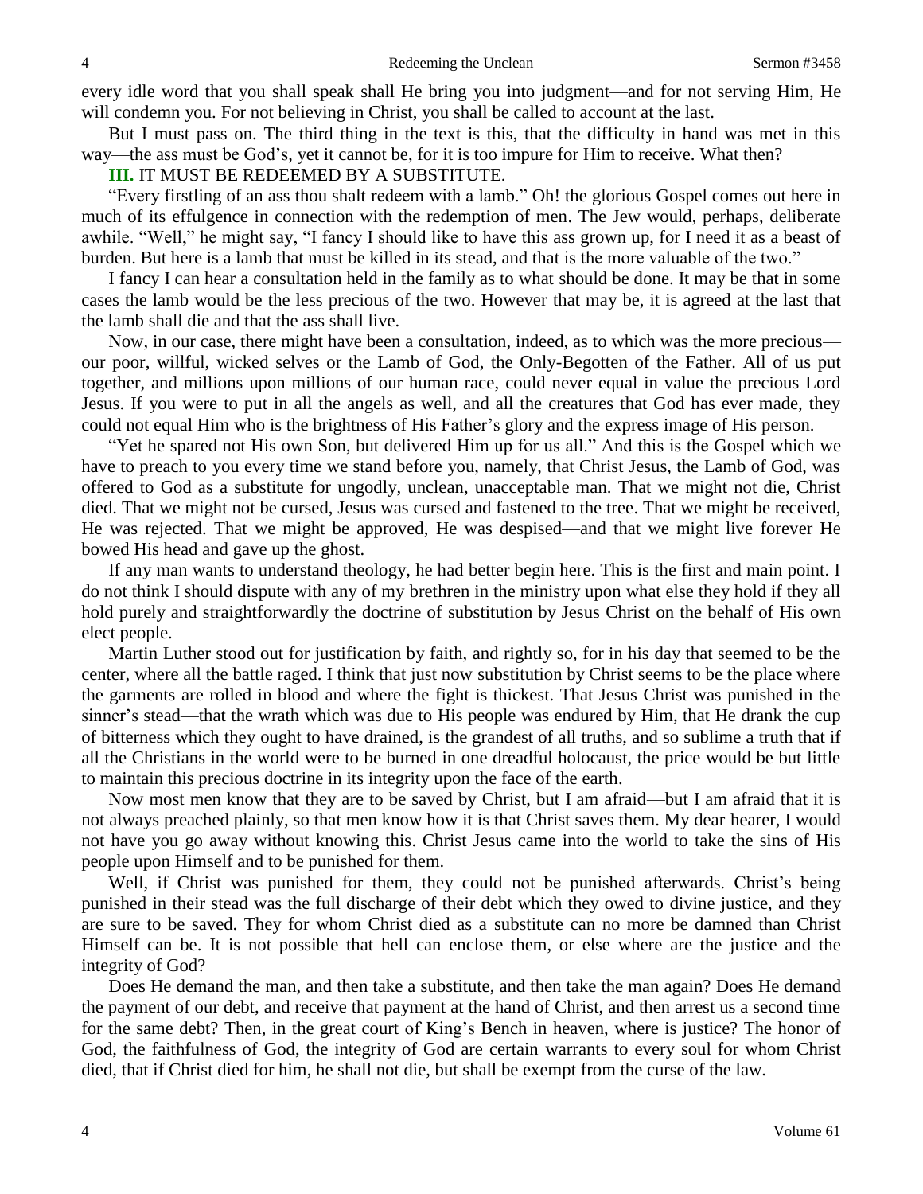every idle word that you shall speak shall He bring you into judgment—and for not serving Him, He will condemn you. For not believing in Christ, you shall be called to account at the last.

But I must pass on. The third thing in the text is this, that the difficulty in hand was met in this way—the ass must be God's, yet it cannot be, for it is too impure for Him to receive. What then?

**III.** IT MUST BE REDEEMED BY A SUBSTITUTE.

"Every firstling of an ass thou shalt redeem with a lamb." Oh! the glorious Gospel comes out here in much of its effulgence in connection with the redemption of men. The Jew would, perhaps, deliberate awhile. "Well," he might say, "I fancy I should like to have this ass grown up, for I need it as a beast of burden. But here is a lamb that must be killed in its stead, and that is the more valuable of the two."

I fancy I can hear a consultation held in the family as to what should be done. It may be that in some cases the lamb would be the less precious of the two. However that may be, it is agreed at the last that the lamb shall die and that the ass shall live.

Now, in our case, there might have been a consultation, indeed, as to which was the more precious—our poor, willful, wicked selves or the Lamb of God, the Only-Begotten of the Father. All of us put together, and millions upon millions of our human race, could never equal in value the precious Lord Jesus. If you were to put in all the angels as well, and all the creatures that God has ever made, they could not equal Him who is the brightness of His Father's glory and the express image of His person.

"Yet he spared not His own Son, but delivered Him up for us all." And this is the Gospel which we have to preach to you every time we stand before you, namely, that Christ Jesus, the Lamb of God, was offered to God as a substitute for ungodly, unclean, unacceptable man. That we might not die, Christ died. That we might not be cursed, Jesus was cursed and fastened to the tree. That we might be received, He was rejected. That we might be approved, He was despised—and that we might live forever He bowed His head and gave up the ghost.

If any man wants to understand theology, he had better begin here. This is the first and main point. I do not think I should dispute with any of my brethren in the ministry upon what else they hold if they all hold purely and straightforwardly the doctrine of substitution by Jesus Christ on the behalf of His own elect people.

Martin Luther stood out for justification by faith, and rightly so, for in his day that seemed to be the center, where all the battle raged. I think that just now substitution by Christ seems to be the place where the garments are rolled in blood and where the fight is thickest. That Jesus Christ was punished in the sinner's stead—that the wrath which was due to His people was endured by Him, that He drank the cup of bitterness which they ought to have drained, is the grandest of all truths, and so sublime a truth that if all the Christians in the world were to be burned in one dreadful holocaust, the price would be but little to maintain this precious doctrine in its integrity upon the face of the earth.

Now most men know that they are to be saved by Christ, but I am afraid—but I am afraid that it is not always preached plainly, so that men know how it is that Christ saves them. My dear hearer, I would not have you go away without knowing this. Christ Jesus came into the world to take the sins of His people upon Himself and to be punished for them.

Well, if Christ was punished for them, they could not be punished afterwards. Christ's being punished in their stead was the full discharge of their debt which they owed to divine justice, and they are sure to be saved. They for whom Christ died as a substitute can no more be damned than Christ Himself can be. It is not possible that hell can enclose them, or else where are the justice and the integrity of God?

Does He demand the man, and then take a substitute, and then take the man again? Does He demand the payment of our debt, and receive that payment at the hand of Christ, and then arrest us a second time for the same debt? Then, in the great court of King's Bench in heaven, where is justice? The honor of God, the faithfulness of God, the integrity of God are certain warrants to every soul for whom Christ died, that if Christ died for him, he shall not die, but shall be exempt from the curse of the law.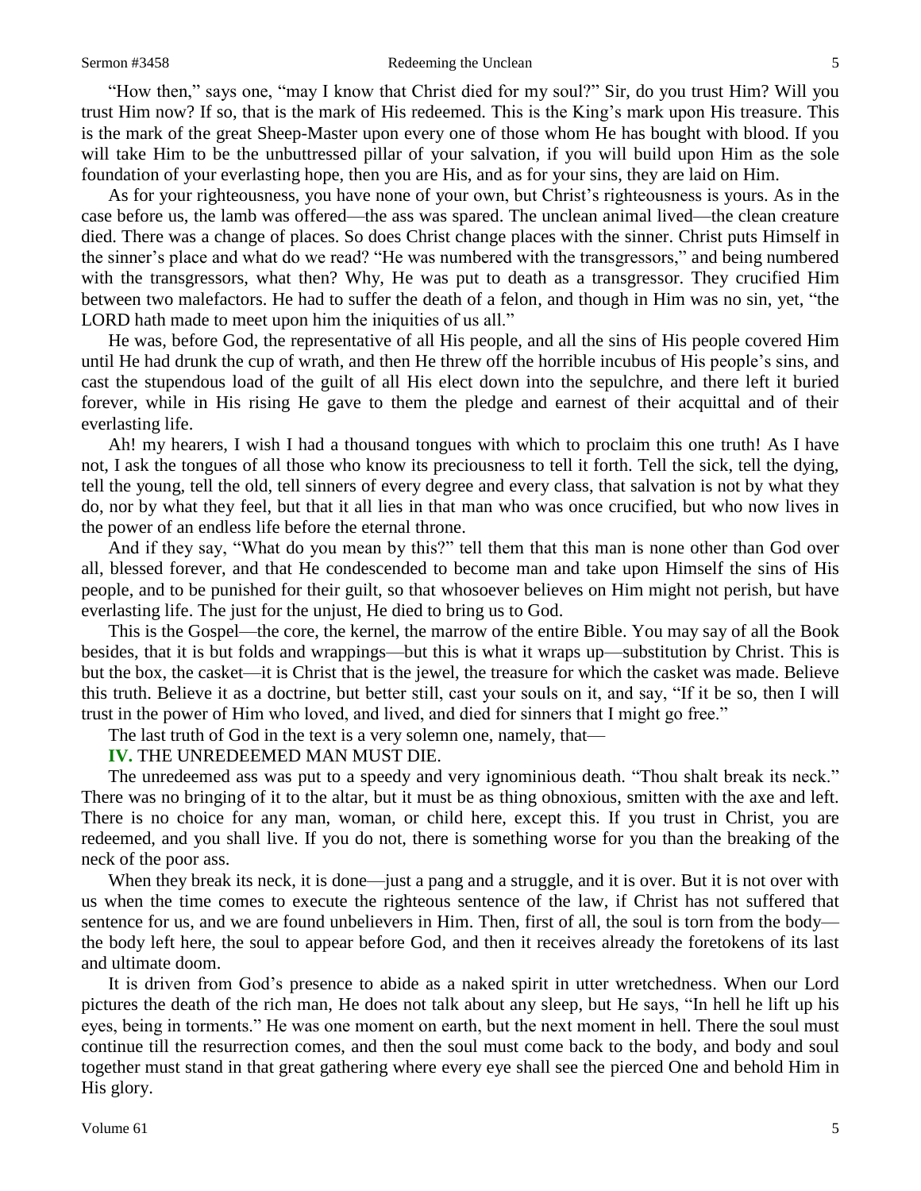"How then," says one, "may I know that Christ died for my soul?" Sir, do you trust Him? Will you trust Him now? If so, that is the mark of His redeemed. This is the King's mark upon His treasure. This is the mark of the great Sheep-Master upon every one of those whom He has bought with blood. If you will take Him to be the unbuttressed pillar of your salvation, if you will build upon Him as the sole foundation of your everlasting hope, then you are His, and as for your sins, they are laid on Him.

As for your righteousness, you have none of your own, but Christ's righteousness is yours. As in the case before us, the lamb was offered—the ass was spared. The unclean animal lived—the clean creature died. There was a change of places. So does Christ change places with the sinner. Christ puts Himself in the sinner's place and what do we read? "He was numbered with the transgressors," and being numbered with the transgressors, what then? Why, He was put to death as a transgressor. They crucified Him between two malefactors. He had to suffer the death of a felon, and though in Him was no sin, yet, "the LORD hath made to meet upon him the iniquities of us all."

He was, before God, the representative of all His people, and all the sins of His people covered Him until He had drunk the cup of wrath, and then He threw off the horrible incubus of His people's sins, and cast the stupendous load of the guilt of all His elect down into the sepulchre, and there left it buried forever, while in His rising He gave to them the pledge and earnest of their acquittal and of their everlasting life.

Ah! my hearers, I wish I had a thousand tongues with which to proclaim this one truth! As I have not, I ask the tongues of all those who know its preciousness to tell it forth. Tell the sick, tell the dying, tell the young, tell the old, tell sinners of every degree and every class, that salvation is not by what they do, nor by what they feel, but that it all lies in that man who was once crucified, but who now lives in the power of an endless life before the eternal throne.

And if they say, "What do you mean by this?" tell them that this man is none other than God over all, blessed forever, and that He condescended to become man and take upon Himself the sins of His people, and to be punished for their guilt, so that whosoever believes on Him might not perish, but have everlasting life. The just for the unjust, He died to bring us to God.

This is the Gospel—the core, the kernel, the marrow of the entire Bible. You may say of all the Book besides, that it is but folds and wrappings—but this is what it wraps up—substitution by Christ. This is but the box, the casket—it is Christ that is the jewel, the treasure for which the casket was made. Believe this truth. Believe it as a doctrine, but better still, cast your souls on it, and say, "If it be so, then I will trust in the power of Him who loved, and lived, and died for sinners that I might go free."

The last truth of God in the text is a very solemn one, namely, that—

**IV.** THE UNREDEEMED MAN MUST DIE.

The unredeemed ass was put to a speedy and very ignominious death. "Thou shalt break its neck." There was no bringing of it to the altar, but it must be as thing obnoxious, smitten with the axe and left. There is no choice for any man, woman, or child here, except this. If you trust in Christ, you are redeemed, and you shall live. If you do not, there is something worse for you than the breaking of the neck of the poor ass.

When they break its neck, it is done—just a pang and a struggle, and it is over. But it is not over with us when the time comes to execute the righteous sentence of the law, if Christ has not suffered that sentence for us, and we are found unbelievers in Him. Then, first of all, the soul is torn from the body—the body left here, the soul to appear before God, and then it receives already the foretokens of its last and ultimate doom.

It is driven from God's presence to abide as a naked spirit in utter wretchedness. When our Lord pictures the death of the rich man, He does not talk about any sleep, but He says, "In hell he lift up his eyes, being in torments." He was one moment on earth, but the next moment in hell. There the soul must continue till the resurrection comes, and then the soul must come back to the body, and body and soul together must stand in that great gathering where every eye shall see the pierced One and behold Him in His glory.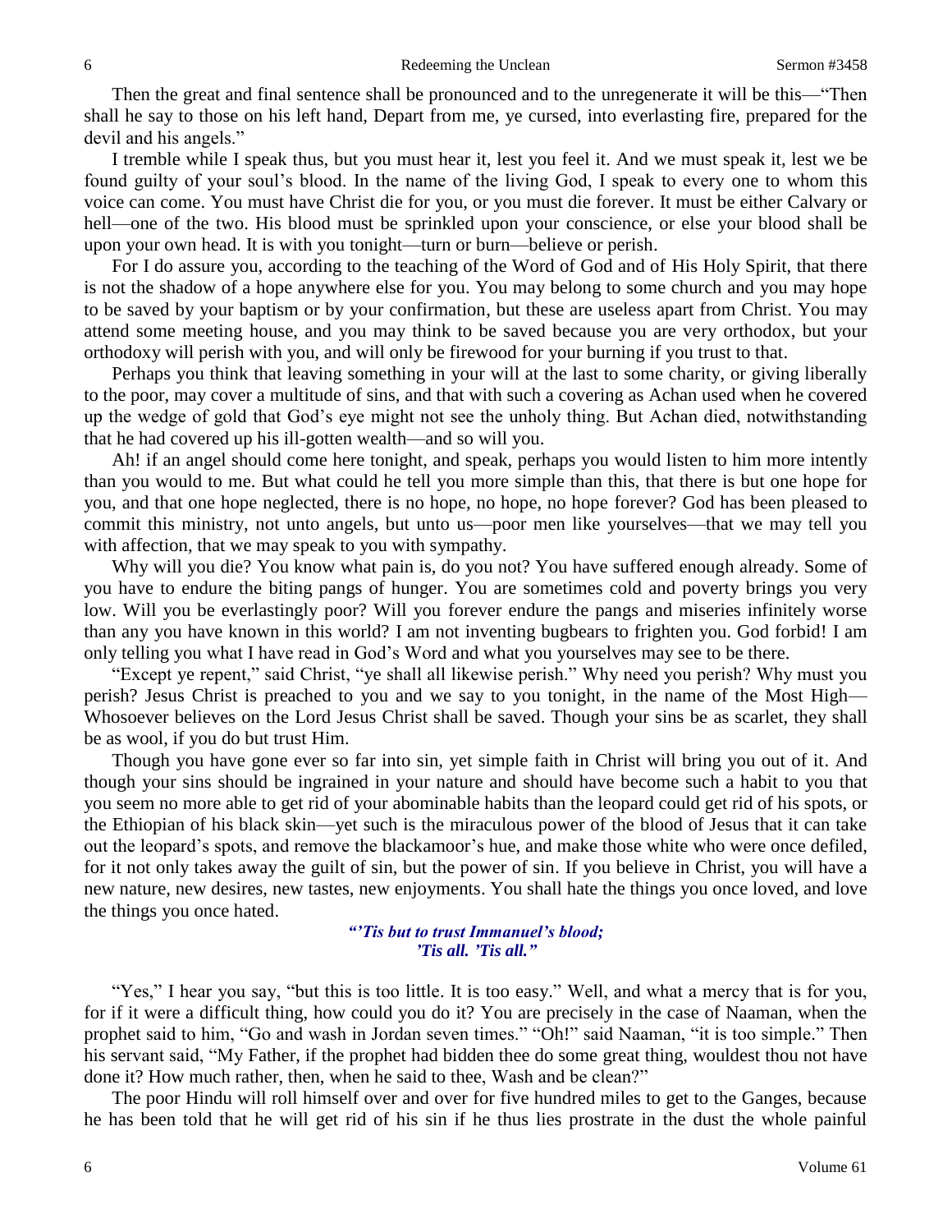Then the great and final sentence shall be pronounced and to the unregenerate it will be this—"Then shall he say to those on his left hand, Depart from me, ye cursed, into everlasting fire, prepared for the devil and his angels."

I tremble while I speak thus, but you must hear it, lest you feel it. And we must speak it, lest we be found guilty of your soul's blood. In the name of the living God, I speak to every one to whom this voice can come. You must have Christ die for you, or you must die forever. It must be either Calvary or hell—one of the two. His blood must be sprinkled upon your conscience, or else your blood shall be upon your own head. It is with you tonight—turn or burn—believe or perish.

For I do assure you, according to the teaching of the Word of God and of His Holy Spirit, that there is not the shadow of a hope anywhere else for you. You may belong to some church and you may hope to be saved by your baptism or by your confirmation, but these are useless apart from Christ. You may attend some meeting house, and you may think to be saved because you are very orthodox, but your orthodoxy will perish with you, and will only be firewood for your burning if you trust to that.

Perhaps you think that leaving something in your will at the last to some charity, or giving liberally to the poor, may cover a multitude of sins, and that with such a covering as Achan used when he covered up the wedge of gold that God's eye might not see the unholy thing. But Achan died, notwithstanding that he had covered up his ill-gotten wealth—and so will you.

Ah! if an angel should come here tonight, and speak, perhaps you would listen to him more intently than you would to me. But what could he tell you more simple than this, that there is but one hope for you, and that one hope neglected, there is no hope, no hope, no hope forever? God has been pleased to commit this ministry, not unto angels, but unto us—poor men like yourselves—that we may tell you with affection, that we may speak to you with sympathy.

Why will you die? You know what pain is, do you not? You have suffered enough already. Some of you have to endure the biting pangs of hunger. You are sometimes cold and poverty brings you very low. Will you be everlastingly poor? Will you forever endure the pangs and miseries infinitely worse than any you have known in this world? I am not inventing bugbears to frighten you. God forbid! I am only telling you what I have read in God's Word and what you yourselves may see to be there.

"Except ye repent," said Christ, "ye shall all likewise perish." Why need you perish? Why must you perish? Jesus Christ is preached to you and we say to you tonight, in the name of the Most High—Whosoever believes on the Lord Jesus Christ shall be saved. Though your sins be as scarlet, they shall be as wool, if you do but trust Him.

Though you have gone ever so far into sin, yet simple faith in Christ will bring you out of it. And though your sins should be ingrained in your nature and should have become such a habit to you that you seem no more able to get rid of your abominable habits than the leopard could get rid of his spots, or the Ethiopian of his black skin—yet such is the miraculous power of the blood of Jesus that it can take out the leopard's spots, and remove the blackamoor's hue, and make those white who were once defiled, for it not only takes away the guilt of sin, but the power of sin. If you believe in Christ, you will have a new nature, new desires, new tastes, new enjoyments. You shall hate the things you once loved, and love the things you once hated.

*"'Tis but to trust Immanuel's blood;*
*'Tis all. 'Tis all."*

"Yes," I hear you say, "but this is too little. It is too easy." Well, and what a mercy that is for you, for if it were a difficult thing, how could you do it? You are precisely in the case of Naaman, when the prophet said to him, "Go and wash in Jordan seven times." "Oh!" said Naaman, "it is too simple." Then his servant said, "My Father, if the prophet had bidden thee do some great thing, wouldest thou not have done it? How much rather, then, when he said to thee, Wash and be clean?"

The poor Hindu will roll himself over and over for five hundred miles to get to the Ganges, because he has been told that he will get rid of his sin if he thus lies prostrate in the dust the whole painful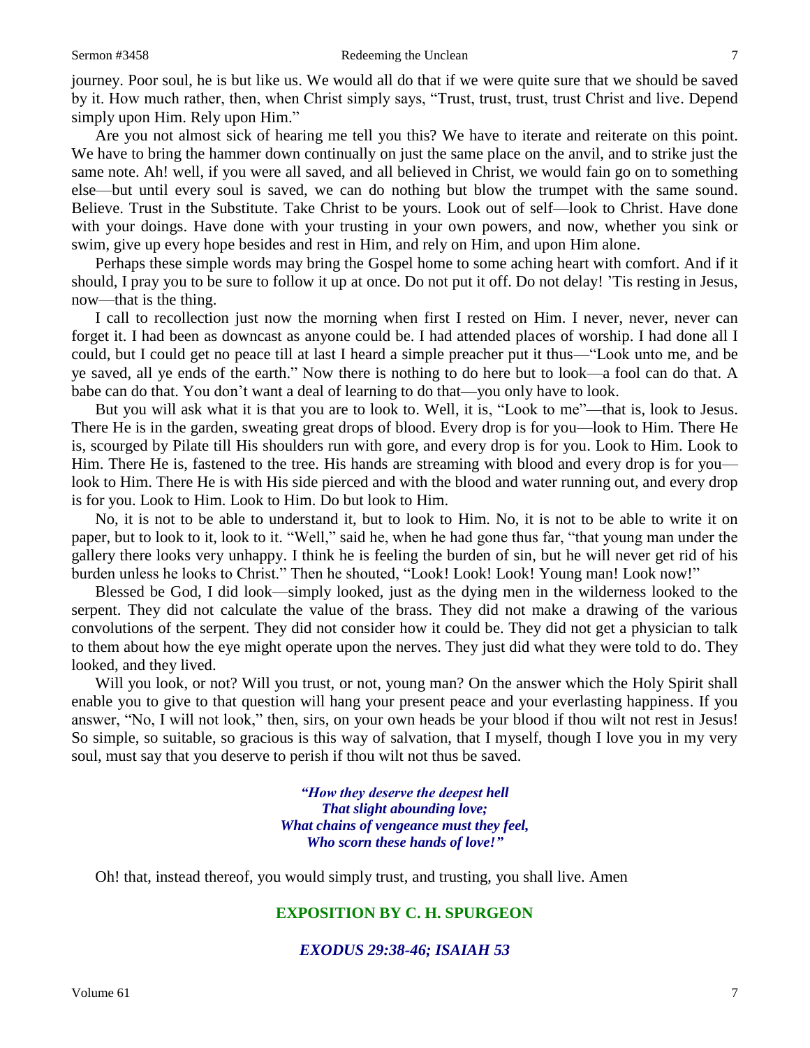journey. Poor soul, he is but like us. We would all do that if we were quite sure that we should be saved by it. How much rather, then, when Christ simply says, "Trust, trust, trust, trust Christ and live. Depend simply upon Him. Rely upon Him."

Are you not almost sick of hearing me tell you this? We have to iterate and reiterate on this point. We have to bring the hammer down continually on just the same place on the anvil, and to strike just the same note. Ah! well, if you were all saved, and all believed in Christ, we would fain go on to something else—but until every soul is saved, we can do nothing but blow the trumpet with the same sound. Believe. Trust in the Substitute. Take Christ to be yours. Look out of self—look to Christ. Have done with your doings. Have done with your trusting in your own powers, and now, whether you sink or swim, give up every hope besides and rest in Him, and rely on Him, and upon Him alone.

Perhaps these simple words may bring the Gospel home to some aching heart with comfort. And if it should, I pray you to be sure to follow it up at once. Do not put it off. Do not delay! 'Tis resting in Jesus, now—that is the thing.

I call to recollection just now the morning when first I rested on Him. I never, never, never can forget it. I had been as downcast as anyone could be. I had attended places of worship. I had done all I could, but I could get no peace till at last I heard a simple preacher put it thus—"Look unto me, and be ye saved, all ye ends of the earth." Now there is nothing to do here but to look—a fool can do that. A babe can do that. You don't want a deal of learning to do that—you only have to look.

But you will ask what it is that you are to look to. Well, it is, "Look to me"—that is, look to Jesus. There He is in the garden, sweating great drops of blood. Every drop is for you—look to Him. There He is, scourged by Pilate till His shoulders run with gore, and every drop is for you. Look to Him. Look to Him. There He is, fastened to the tree. His hands are streaming with blood and every drop is for you—look to Him. There He is with His side pierced and with the blood and water running out, and every drop is for you. Look to Him. Look to Him. Do but look to Him.

No, it is not to be able to understand it, but to look to Him. No, it is not to be able to write it on paper, but to look to it, look to it. "Well," said he, when he had gone thus far, "that young man under the gallery there looks very unhappy. I think he is feeling the burden of sin, but he will never get rid of his burden unless he looks to Christ." Then he shouted, "Look! Look! Look! Young man! Look now!"

Blessed be God, I did look—simply looked, just as the dying men in the wilderness looked to the serpent. They did not calculate the value of the brass. They did not make a drawing of the various convolutions of the serpent. They did not consider how it could be. They did not get a physician to talk to them about how the eye might operate upon the nerves. They just did what they were told to do. They looked, and they lived.

Will you look, or not? Will you trust, or not, young man? On the answer which the Holy Spirit shall enable you to give to that question will hang your present peace and your everlasting happiness. If you answer, "No, I will not look," then, sirs, on your own heads be your blood if thou wilt not rest in Jesus! So simple, so suitable, so gracious is this way of salvation, that I myself, though I love you in my very soul, must say that you deserve to perish if thou wilt not thus be saved.

*"How they deserve the deepest hell*
*That slight abounding love;*
*What chains of vengeance must they feel,*
*Who scorn these hands of love!"*

Oh! that, instead thereof, you would simply trust, and trusting, you shall live. Amen

## EXPOSITION BY C. H. SPURGEON

### *EXODUS 29:38-46; ISAIAH 53*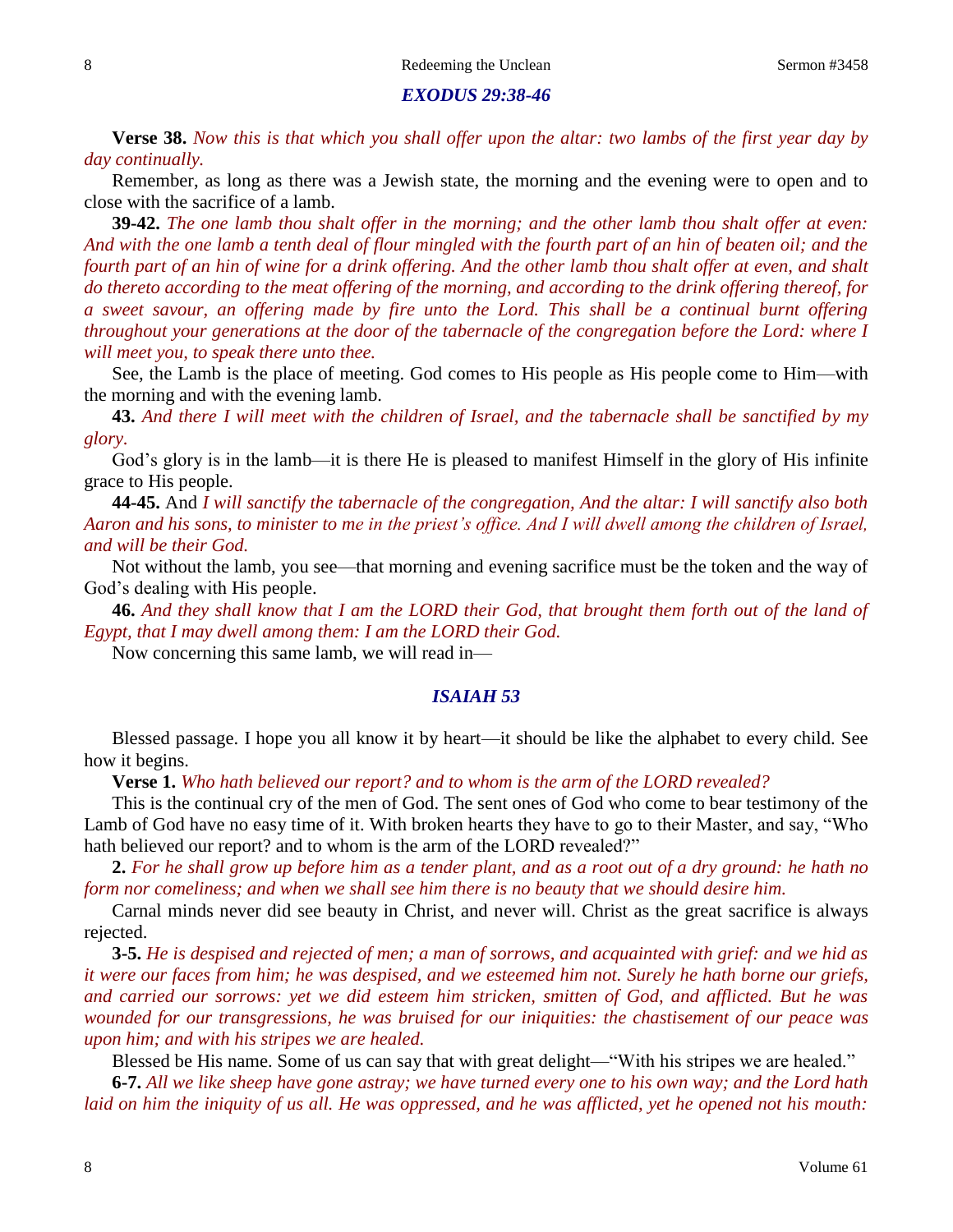## *EXODUS 29:38-46*

**Verse 38.** *Now this is that which you shall offer upon the altar: two lambs of the first year day by day continually.*

Remember, as long as there was a Jewish state, the morning and the evening were to open and to close with the sacrifice of a lamb.

**39-42.** *The one lamb thou shalt offer in the morning; and the other lamb thou shalt offer at even: And with the one lamb a tenth deal of flour mingled with the fourth part of an hin of beaten oil; and the fourth part of an hin of wine for a drink offering. And the other lamb thou shalt offer at even, and shalt do thereto according to the meat offering of the morning, and according to the drink offering thereof, for a sweet savour, an offering made by fire unto the Lord. This shall be a continual burnt offering throughout your generations at the door of the tabernacle of the congregation before the Lord: where I will meet you, to speak there unto thee.*

See, the Lamb is the place of meeting. God comes to His people as His people come to Him—with the morning and with the evening lamb.

**43.** *And there I will meet with the children of Israel, and the tabernacle shall be sanctified by my glory.*

God's glory is in the lamb—it is there He is pleased to manifest Himself in the glory of His infinite grace to His people.

**44-45.** And *I will sanctify the tabernacle of the congregation, And the altar: I will sanctify also both Aaron and his sons, to minister to me in the priest's office. And I will dwell among the children of Israel, and will be their God.*

Not without the lamb, you see—that morning and evening sacrifice must be the token and the way of God's dealing with His people.

**46.** *And they shall know that I am the LORD their God, that brought them forth out of the land of Egypt, that I may dwell among them: I am the LORD their God.*

Now concerning this same lamb, we will read in—

## *ISAIAH 53*

Blessed passage. I hope you all know it by heart—it should be like the alphabet to every child. See how it begins.

**Verse 1.** *Who hath believed our report? and to whom is the arm of the LORD revealed?*

This is the continual cry of the men of God. The sent ones of God who come to bear testimony of the Lamb of God have no easy time of it. With broken hearts they have to go to their Master, and say, "Who hath believed our report? and to whom is the arm of the LORD revealed?"

**2.** *For he shall grow up before him as a tender plant, and as a root out of a dry ground: he hath no form nor comeliness; and when we shall see him there is no beauty that we should desire him.*

Carnal minds never did see beauty in Christ, and never will. Christ as the great sacrifice is always rejected.

**3-5.** *He is despised and rejected of men; a man of sorrows, and acquainted with grief: and we hid as it were our faces from him; he was despised, and we esteemed him not. Surely he hath borne our griefs, and carried our sorrows: yet we did esteem him stricken, smitten of God, and afflicted. But he was wounded for our transgressions, he was bruised for our iniquities: the chastisement of our peace was upon him; and with his stripes we are healed.*

Blessed be His name. Some of us can say that with great delight—"With his stripes we are healed."

**6-7.** *All we like sheep have gone astray; we have turned every one to his own way; and the Lord hath laid on him the iniquity of us all. He was oppressed, and he was afflicted, yet he opened not his mouth:*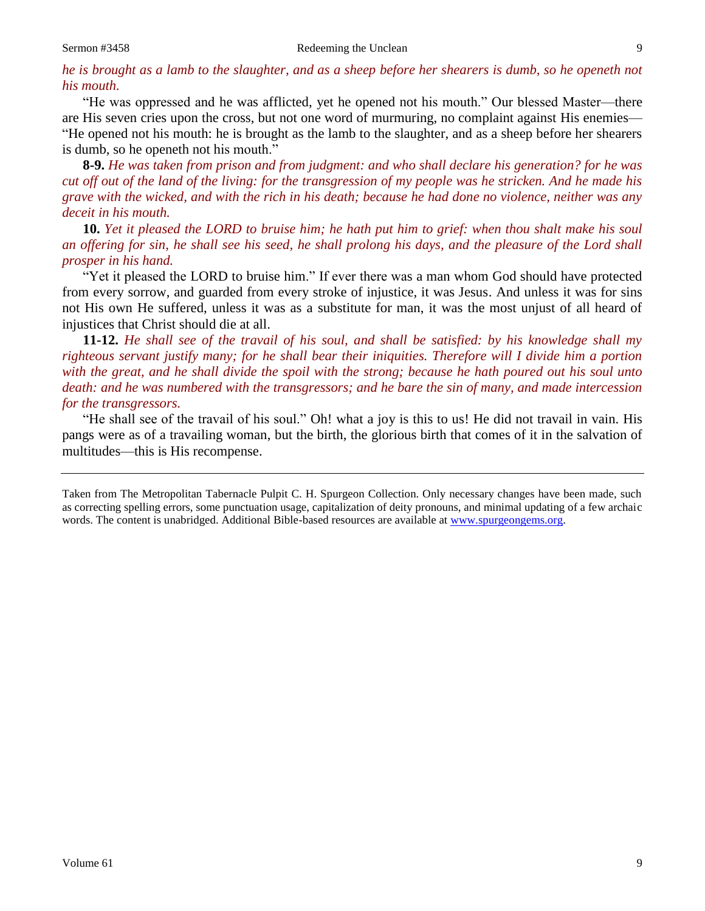*he is brought as a lamb to the slaughter, and as a sheep before her shearers is dumb, so he openeth not his mouth.*

"He was oppressed and he was afflicted, yet he opened not his mouth." Our blessed Master—there are His seven cries upon the cross, but not one word of murmuring, no complaint against His enemies—"He opened not his mouth: he is brought as the lamb to the slaughter, and as a sheep before her shearers is dumb, so he openeth not his mouth."

**8-9.** *He was taken from prison and from judgment: and who shall declare his generation? for he was cut off out of the land of the living: for the transgression of my people was he stricken. And he made his grave with the wicked, and with the rich in his death; because he had done no violence, neither was any deceit in his mouth.*

**10.** *Yet it pleased the LORD to bruise him; he hath put him to grief: when thou shalt make his soul an offering for sin, he shall see his seed, he shall prolong his days, and the pleasure of the Lord shall prosper in his hand.*

"Yet it pleased the LORD to bruise him." If ever there was a man whom God should have protected from every sorrow, and guarded from every stroke of injustice, it was Jesus. And unless it was for sins not His own He suffered, unless it was as a substitute for man, it was the most unjust of all heard of injustices that Christ should die at all.

**11-12.** *He shall see of the travail of his soul, and shall be satisfied: by his knowledge shall my righteous servant justify many; for he shall bear their iniquities. Therefore will I divide him a portion with the great, and he shall divide the spoil with the strong; because he hath poured out his soul unto death: and he was numbered with the transgressors; and he bare the sin of many, and made intercession for the transgressors.*

"He shall see of the travail of his soul." Oh! what a joy is this to us! He did not travail in vain. His pangs were as of a travailing woman, but the birth, the glorious birth that comes of it in the salvation of multitudes—this is His recompense.

---

Taken from The Metropolitan Tabernacle Pulpit C. H. Spurgeon Collection. Only necessary changes have been made, such as correcting spelling errors, some punctuation usage, capitalization of deity pronouns, and minimal updating of a few archaic words. The content is unabridged. Additional Bible-based resources are available at www.spurgeongems.org.